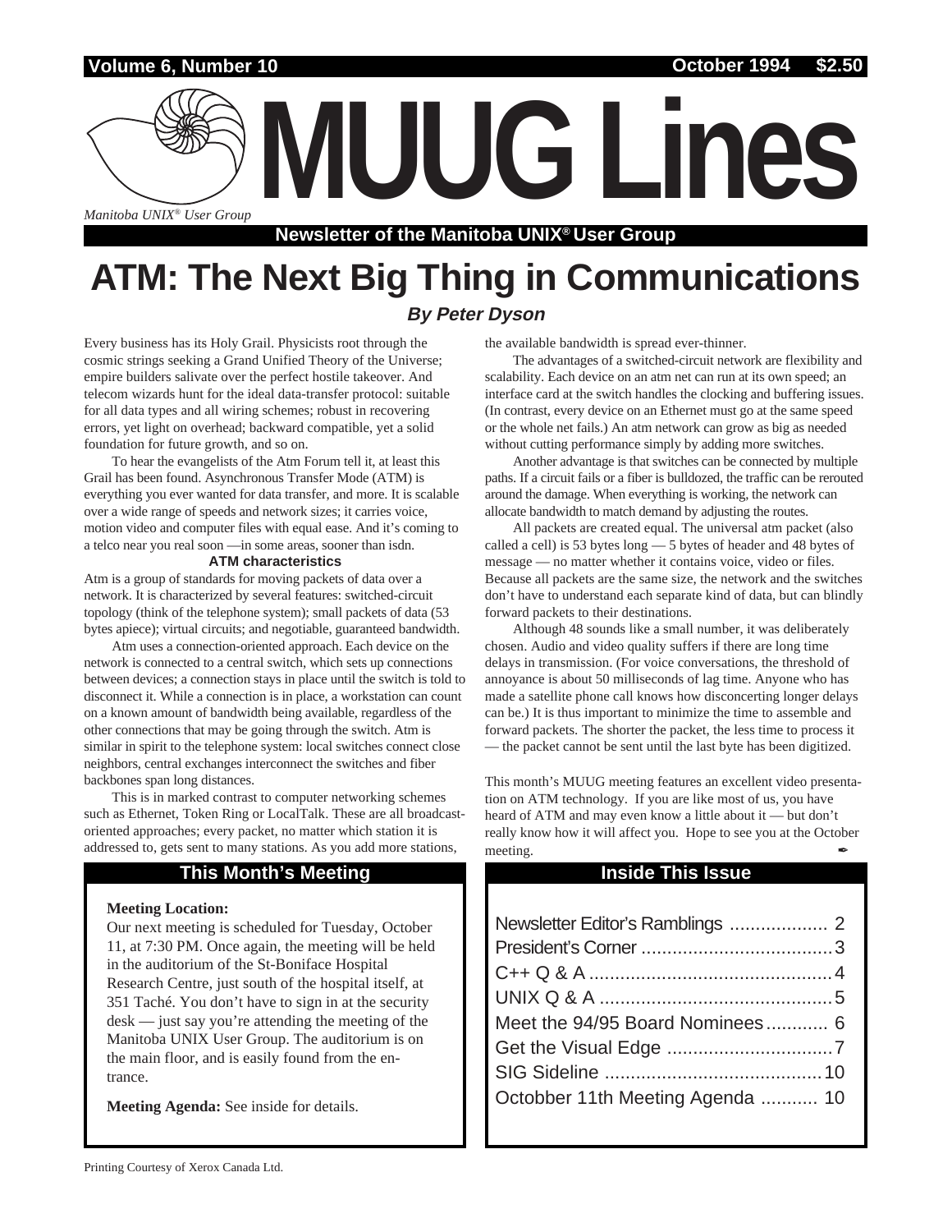# MUUG Lines

*Manitoba UNIX® User Group*

**Newsletter of the Manitoba UNIX® User Group**

# ATM: The Next Big Thing in Communications

***By Peter Dyson***

Every business has its Holy Grail. Physicists root through the cosmic strings seeking a Grand Unified Theory of the Universe; empire builders salivate over the perfect hostile takeover. And telecom wizards hunt for the ideal data-transfer protocol: suitable for all data types and all wiring schemes; robust in recovering errors, yet light on overhead; backward compatible, yet a solid foundation for future growth, and so on.

To hear the evangelists of the Atm Forum tell it, at least this Grail has been found. Asynchronous Transfer Mode (ATM) is everything you ever wanted for data transfer, and more. It is scalable over a wide range of speeds and network sizes; it carries voice, motion video and computer files with equal ease. And it's coming to a telco near you real soon —in some areas, sooner than isdn.

### ATM characteristics

Atm is a group of standards for moving packets of data over a network. It is characterized by several features: switched-circuit topology (think of the telephone system); small packets of data (53 bytes apiece); virtual circuits; and negotiable, guaranteed bandwidth.

Atm uses a connection-oriented approach. Each device on the network is connected to a central switch, which sets up connections between devices; a connection stays in place until the switch is told to disconnect it. While a connection is in place, a workstation can count on a known amount of bandwidth being available, regardless of the other connections that may be going through the switch. Atm is similar in spirit to the telephone system: local switches connect close neighbors, central exchanges interconnect the switches and fiber backbones span long distances.

This is in marked contrast to computer networking schemes such as Ethernet, Token Ring or LocalTalk. These are all broadcast-oriented approaches; every packet, no matter which station it is addressed to, gets sent to many stations. As you add more stations, the available bandwidth is spread ever-thinner.

The advantages of a switched-circuit network are flexibility and scalability. Each device on an atm net can run at its own speed; an interface card at the switch handles the clocking and buffering issues. (In contrast, every device on an Ethernet must go at the same speed or the whole net fails.) An atm network can grow as big as needed without cutting performance simply by adding more switches.

Another advantage is that switches can be connected by multiple paths. If a circuit fails or a fiber is bulldozed, the traffic can be rerouted around the damage. When everything is working, the network can allocate bandwidth to match demand by adjusting the routes.

All packets are created equal. The universal atm packet (also called a cell) is 53 bytes long — 5 bytes of header and 48 bytes of message — no matter whether it contains voice, video or files. Because all packets are the same size, the network and the switches don't have to understand each separate kind of data, but can blindly forward packets to their destinations.

Although 48 sounds like a small number, it was deliberately chosen. Audio and video quality suffers if there are long time delays in transmission. (For voice conversations, the threshold of annoyance is about 50 milliseconds of lag time. Anyone who has made a satellite phone call knows how disconcerting longer delays can be.) It is thus important to minimize the time to assemble and forward packets. The shorter the packet, the less time to process it — the packet cannot be sent until the last byte has been digitized.

This month's MUUG meeting features an excellent video presentation on ATM technology. If you are like most of us, you have heard of ATM and may even know a little about it — but don't really know how it will affect you. Hope to see you at the October meeting. ✒

## This Month's Meeting

**Meeting Location:**
Our next meeting is scheduled for Tuesday, October 11, at 7:30 PM. Once again, the meeting will be held in the auditorium of the St-Boniface Hospital Research Centre, just south of the hospital itself, at 351 Taché. You don't have to sign in at the security desk — just say you're attending the meeting of the Manitoba UNIX User Group. The auditorium is on the main floor, and is easily found from the entrance.

**Meeting Agenda:** See inside for details.

## Inside This Issue

| | |
|---|---|
| Newsletter Editor's Ramblings | 2 |
| President's Corner | 3 |
| C++ Q & A | 4 |
| UNIX Q & A | 5 |
| Meet the 94/95 Board Nominees | 6 |
| Get the Visual Edge | 7 |
| SIG Sideline | 10 |
| Octobber 11th Meeting Agenda | 10 |

Printing Courtesy of Xerox Canada Ltd.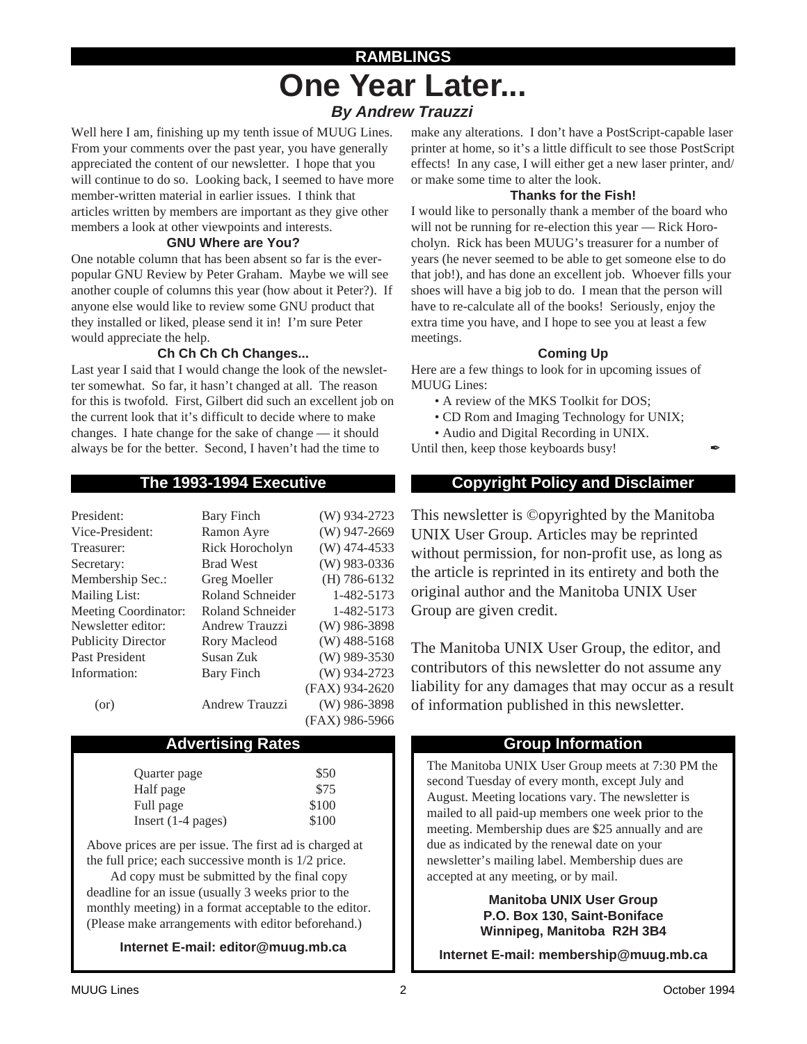## RAMBLINGS

# One Year Later...

***By Andrew Trauzzi***

Well here I am, finishing up my tenth issue of MUUG Lines. From your comments over the past year, you have generally appreciated the content of our newsletter. I hope that you will continue to do so. Looking back, I seemed to have more member-written material in earlier issues. I think that articles written by members are important as they give other members a look at other viewpoints and interests.

### GNU Where are You?

One notable column that has been absent so far is the ever-popular GNU Review by Peter Graham. Maybe we will see another couple of columns this year (how about it Peter?). If anyone else would like to review some GNU product that they installed or liked, please send it in! I'm sure Peter would appreciate the help.

### Ch Ch Ch Ch Changes...

Last year I said that I would change the look of the newsletter somewhat. So far, it hasn't changed at all. The reason for this is twofold. First, Gilbert did such an excellent job on the current look that it's difficult to decide where to make changes. I hate change for the sake of change — it should always be for the better. Second, I haven't had the time to make any alterations. I don't have a PostScript-capable laser printer at home, so it's a little difficult to see those PostScript effects! In any case, I will either get a new laser printer, and/or make some time to alter the look.

### Thanks for the Fish!

I would like to personally thank a member of the board who will not be running for re-election this year — Rick Horocholyn. Rick has been MUUG's treasurer for a number of years (he never seemed to be able to get someone else to do that job!), and has done an excellent job. Whoever fills your shoes will have a big job to do. I mean that the person will have to re-calculate all of the books! Seriously, enjoy the extra time you have, and I hope to see you at least a few meetings.

### Coming Up

Here are a few things to look for in upcoming issues of MUUG Lines:

- A review of the MKS Toolkit for DOS;
- CD Rom and Imaging Technology for UNIX;
- Audio and Digital Recording in UNIX.

Until then, keep those keyboards busy! ✒

## The 1993-1994 Executive

| Position | Name | Phone |
|---|---|---|
| President: | Bary Finch | (W) 934-2723 |
| Vice-President: | Ramon Ayre | (W) 947-2669 |
| Treasurer: | Rick Horocholyn | (W) 474-4533 |
| Secretary: | Brad West | (W) 983-0336 |
| Membership Sec.: | Greg Moeller | (H) 786-6132 |
| Mailing List: | Roland Schneider | 1-482-5173 |
| Meeting Coordinator: | Roland Schneider | 1-482-5173 |
| Newsletter editor: | Andrew Trauzzi | (W) 986-3898 |
| Publicity Director | Rory Macleod | (W) 488-5168 |
| Past President | Susan Zuk | (W) 989-3530 |
| Information: | Bary Finch | (W) 934-2723 |
| | | (FAX) 934-2620 |
| (or) | Andrew Trauzzi | (W) 986-3898 |
| | | (FAX) 986-5966 |

## Copyright Policy and Disclaimer

This newsletter is ©opyrighted by the Manitoba UNIX User Group. Articles may be reprinted without permission, for non-profit use, as long as the article is reprinted in its entirety and both the original author and the Manitoba UNIX User Group are given credit.

The Manitoba UNIX User Group, the editor, and contributors of this newsletter do not assume any liability for any damages that may occur as a result of information published in this newsletter.

## Advertising Rates

| Size | Price |
|---|---|
| Quarter page | $50 |
| Half page | $75 |
| Full page | $100 |
| Insert (1-4 pages) | $100 |

Above prices are per issue. The first ad is charged at the full price; each successive month is 1/2 price.

Ad copy must be submitted by the final copy deadline for an issue (usually 3 weeks prior to the monthly meeting) in a format acceptable to the editor. (Please make arrangements with editor beforehand.)

**Internet E-mail: editor@muug.mb.ca**

## Group Information

The Manitoba UNIX User Group meets at 7:30 PM the second Tuesday of every month, except July and August. Meeting locations vary. The newsletter is mailed to all paid-up members one week prior to the meeting. Membership dues are $25 annually and are due as indicated by the renewal date on your newsletter's mailing label. Membership dues are accepted at any meeting, or by mail.

**Manitoba UNIX User Group**
**P.O. Box 130, Saint-Boniface**
**Winnipeg, Manitoba R2H 3B4**

**Internet E-mail: membership@muug.mb.ca**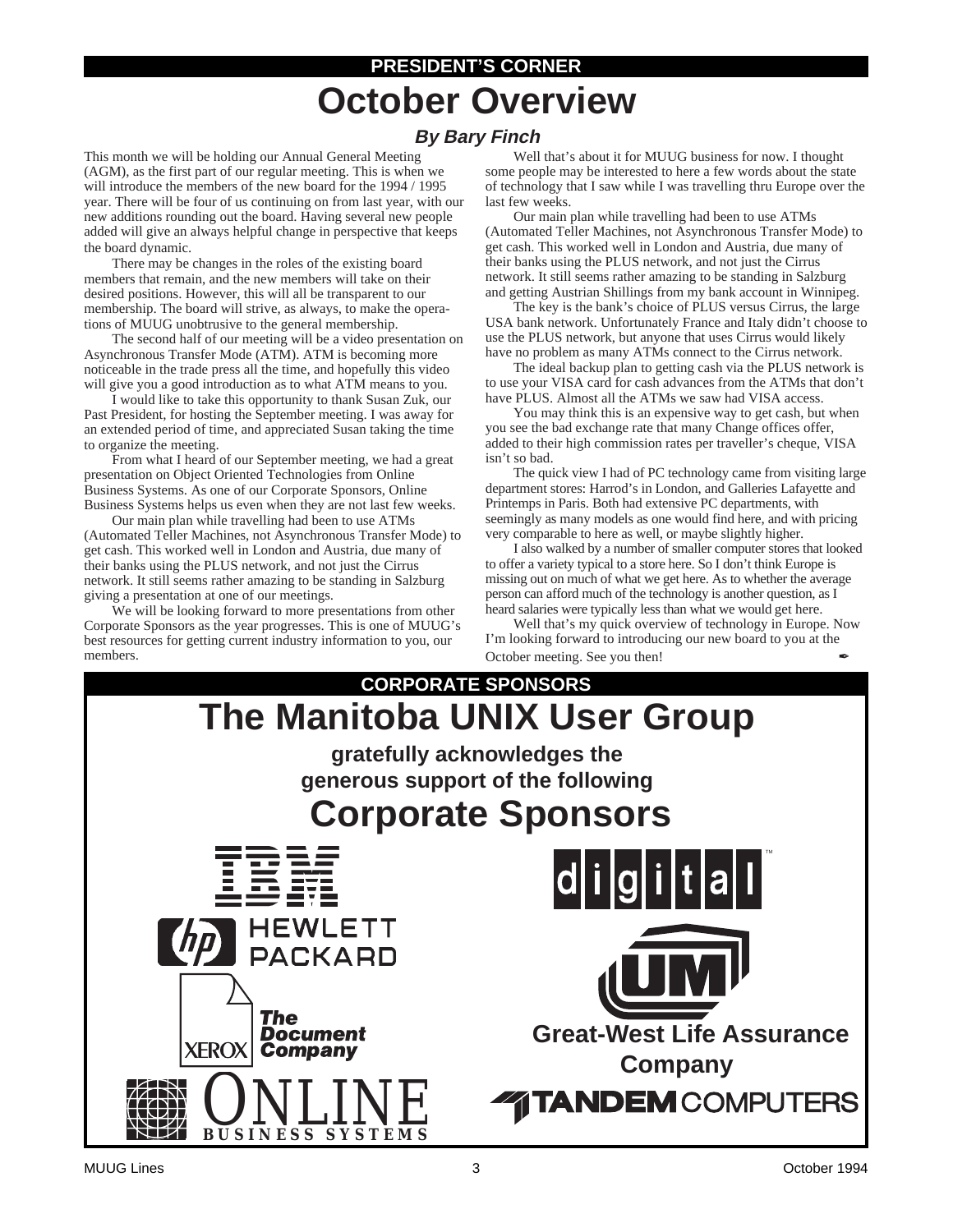## PRESIDENT'S CORNER

# October Overview

### *By Bary Finch*

This month we will be holding our Annual General Meeting (AGM), as the first part of our regular meeting. This is when we will introduce the members of the new board for the 1994 / 1995 year. There will be four of us continuing on from last year, with our new additions rounding out the board. Having several new people added will give an always helpful change in perspective that keeps the board dynamic.

There may be changes in the roles of the existing board members that remain, and the new members will take on their desired positions. However, this will all be transparent to our membership. The board will strive, as always, to make the operations of MUUG unobtrusive to the general membership.

The second half of our meeting will be a video presentation on Asynchronous Transfer Mode (ATM). ATM is becoming more noticeable in the trade press all the time, and hopefully this video will give you a good introduction as to what ATM means to you.

I would like to take this opportunity to thank Susan Zuk, our Past President, for hosting the September meeting. I was away for an extended period of time, and appreciated Susan taking the time to organize the meeting.

From what I heard of our September meeting, we had a great presentation on Object Oriented Technologies from Online Business Systems. As one of our Corporate Sponsors, Online Business Systems helps us even when they are not last few weeks.

Our main plan while travelling had been to use ATMs (Automated Teller Machines, not Asynchronous Transfer Mode) to get cash. This worked well in London and Austria, due many of their banks using the PLUS network, and not just the Cirrus network. It still seems rather amazing to be standing in Salzburg giving a presentation at one of our meetings.

We will be looking forward to more presentations from other Corporate Sponsors as the year progresses. This is one of MUUG's best resources for getting current industry information to you, our members.

Well that's about it for MUUG business for now. I thought some people may be interested to here a few words about the state of technology that I saw while I was travelling thru Europe over the last few weeks.

Our main plan while travelling had been to use ATMs (Automated Teller Machines, not Asynchronous Transfer Mode) to get cash. This worked well in London and Austria, due many of their banks using the PLUS network, and not just the Cirrus network. It still seems rather amazing to be standing in Salzburg and getting Austrian Shillings from my bank account in Winnipeg.

The key is the bank's choice of PLUS versus Cirrus, the large USA bank network. Unfortunately France and Italy didn't choose to use the PLUS network, but anyone that uses Cirrus would likely have no problem as many ATMs connect to the Cirrus network.

The ideal backup plan to getting cash via the PLUS network is to use your VISA card for cash advances from the ATMs that don't have PLUS. Almost all the ATMs we saw had VISA access.

You may think this is an expensive way to get cash, but when you see the bad exchange rate that many Change offices offer, added to their high commission rates per traveller's cheque, VISA isn't so bad.

The quick view I had of PC technology came from visiting large department stores: Harrod's in London, and Galleries Lafayette and Printemps in Paris. Both had extensive PC departments, with seemingly as many models as one would find here, and with pricing very comparable to here as well, or maybe slightly higher.

I also walked by a number of smaller computer stores that looked to offer a variety typical to a store here. So I don't think Europe is missing out on much of what we get here. As to whether the average person can afford much of the technology is another question, as I heard salaries were typically less than what we would get here.

Well that's my quick overview of technology in Europe. Now I'm looking forward to introducing our new board to you at the October meeting. See you then!

## CORPORATE SPONSORS

# The Manitoba UNIX User Group

**gratefully acknowledges the generous support of the following**

# Corporate Sponsors

IBM

digital™

HEWLETT PACKARD

UM

XEROX The Document Company

Great-West Life Assurance Company

ONLINE BUSINESS SYSTEMS

TANDEM COMPUTERS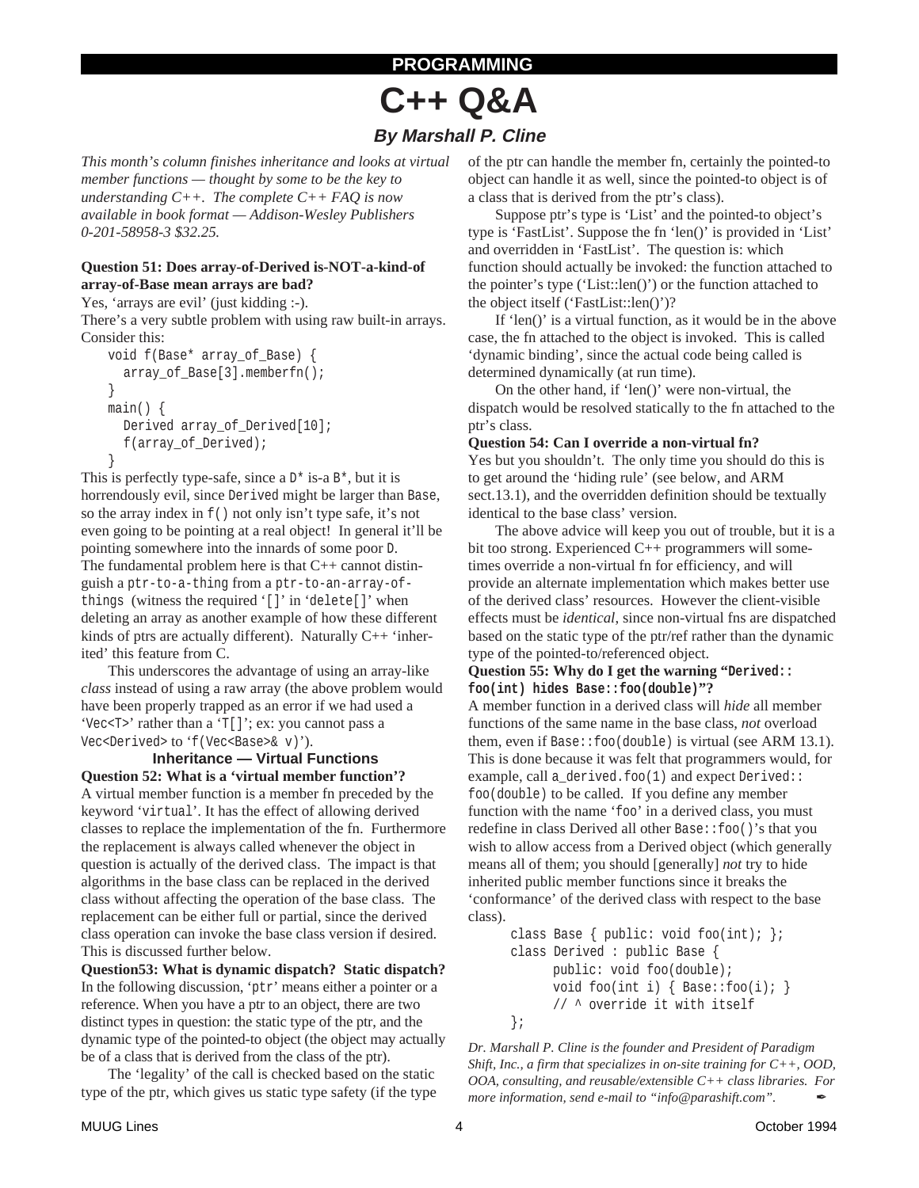# PROGRAMMING

# C++ Q&A

### *By Marshall P. Cline*

*This month's column finishes inheritance and looks at virtual member functions — thought by some to be the key to understanding C++. The complete C++ FAQ is now available in book format — Addison-Wesley Publishers 0-201-58958-3 $32.25.*

**Question 51: Does array-of-Derived is-NOT-a-kind-of array-of-Base mean arrays are bad?**

Yes, 'arrays are evil' (just kidding :-).

There's a very subtle problem with using raw built-in arrays. Consider this:

```
void f(Base* array_of_Base) {
  array_of_Base[3].memberfn();
}
main() {
  Derived array_of_Derived[10];
  f(array_of_Derived);
}
```

This is perfectly type-safe, since a `D*` is-a `B*`, but it is horrendously evil, since `Derived` might be larger than `Base`, so the array index in `f()` not only isn't type safe, it's not even going to be pointing at a real object! In general it'll be pointing somewhere into the innards of some poor `D`.

The fundamental problem here is that C++ cannot distinguish a `ptr-to-a-thing` from a `ptr-to-an-array-of-things` (witness the required '`[]`' in '`delete[]`' when deleting an array as another example of how these different kinds of ptrs are actually different). Naturally C++ 'inherited' this feature from C.

This underscores the advantage of using an array-like *class* instead of using a raw array (the above problem would have been properly trapped as an error if we had used a '`Vec<T>`' rather than a '`T[]`'; ex: you cannot pass a `Vec<Derived>` to '`f(Vec<Base>& v)`').

## Inheritance — Virtual Functions

**Question 52: What is a 'virtual member function'?**

A virtual member function is a member fn preceded by the keyword '`virtual`'. It has the effect of allowing derived classes to replace the implementation of the fn. Furthermore the replacement is always called whenever the object in question is actually of the derived class. The impact is that algorithms in the base class can be replaced in the derived class without affecting the operation of the base class. The replacement can be either full or partial, since the derived class operation can invoke the base class version if desired. This is discussed further below.

**Question53: What is dynamic dispatch? Static dispatch?**

In the following discussion, '`ptr`' means either a pointer or a reference. When you have a ptr to an object, there are two distinct types in question: the static type of the ptr, and the dynamic type of the pointed-to object (the object may actually be of a class that is derived from the class of the ptr).

The 'legality' of the call is checked based on the static type of the ptr, which gives us static type safety (if the type of the ptr can handle the member fn, certainly the pointed-to object can handle it as well, since the pointed-to object is of a class that is derived from the ptr's class).

Suppose ptr's type is 'List' and the pointed-to object's type is 'FastList'. Suppose the fn 'len()' is provided in 'List' and overridden in 'FastList'. The question is: which function should actually be invoked: the function attached to the pointer's type ('List::len()') or the function attached to the object itself ('FastList::len()')?

If 'len()' is a virtual function, as it would be in the above case, the fn attached to the object is invoked. This is called 'dynamic binding', since the actual code being called is determined dynamically (at run time).

On the other hand, if 'len()' were non-virtual, the dispatch would be resolved statically to the fn attached to the ptr's class.

**Question 54: Can I override a non-virtual fn?**

Yes but you shouldn't. The only time you should do this is to get around the 'hiding rule' (see below, and ARM sect.13.1), and the overridden definition should be textually identical to the base class' version.

The above advice will keep you out of trouble, but it is a bit too strong. Experienced C++ programmers will sometimes override a non-virtual fn for efficiency, and will provide an alternate implementation which makes better use of the derived class' resources. However the client-visible effects must be *identical*, since non-virtual fns are dispatched based on the static type of the ptr/ref rather than the dynamic type of the pointed-to/referenced object.

**Question 55: Why do I get the warning "`Derived::foo(int) hides Base::foo(double)`"?**

A member function in a derived class will *hide* all member functions of the same name in the base class, *not* overload them, even if `Base::foo(double)` is virtual (see ARM 13.1). This is done because it was felt that programmers would, for example, call `a_derived.foo(1)` and expect `Derived::foo(double)` to be called. If you define any member function with the name '`foo`' in a derived class, you must redefine in class Derived all other `Base::foo()`'s that you wish to allow access from a Derived object (which generally means all of them; you should [generally] *not* try to hide inherited public member functions since it breaks the 'conformance' of the derived class with respect to the base class).

```
class Base { public: void foo(int); };
class Derived : public Base {
      public: void foo(double);
      void foo(int i) { Base::foo(i); }
      // ^ override it with itself
};
```

*Dr. Marshall P. Cline is the founder and President of Paradigm Shift, Inc., a firm that specializes in on-site training for C++, OOD, OOA, consulting, and reusable/extensible C++ class libraries. For more information, send e-mail to "info@parashift.com".*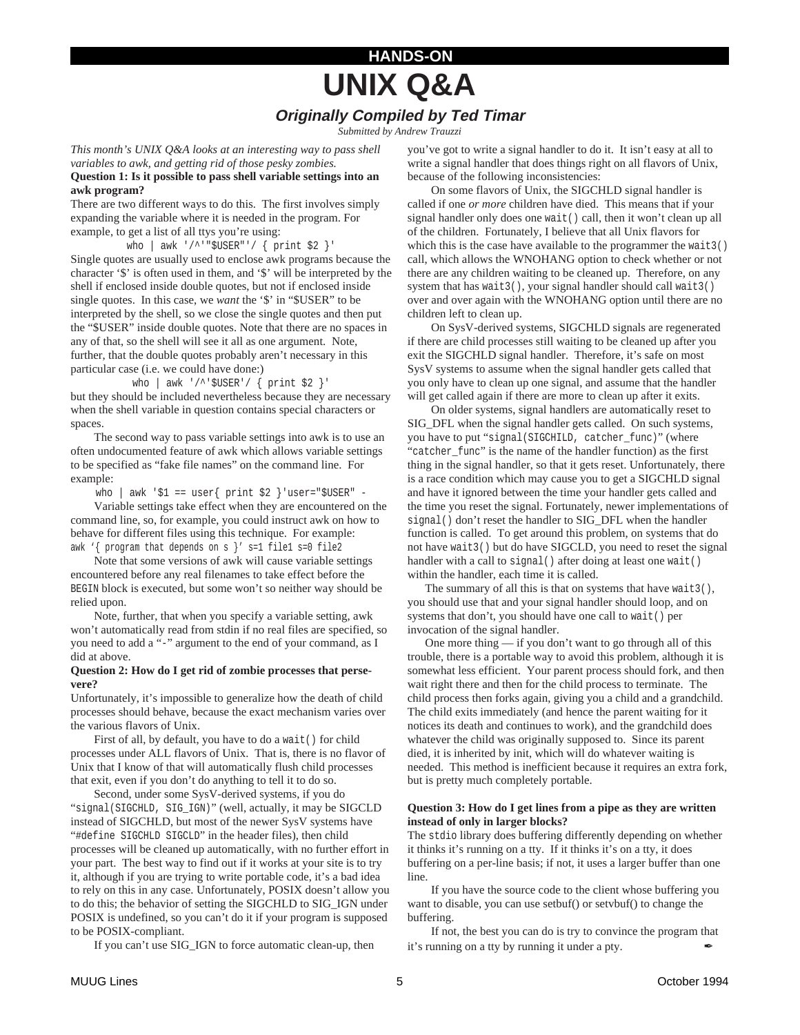HANDS-ON

# UNIX Q&A

## *Originally Compiled by Ted Timar*

*Submitted by Andrew Trauzzi*

*This month's UNIX Q&A looks at an interesting way to pass shell variables to awk, and getting rid of those pesky zombies.*

**Question 1: Is it possible to pass shell variable settings into an awk program?**

There are two different ways to do this. The first involves simply expanding the variable where it is needed in the program. For example, to get a list of all ttys you're using:

```
who | awk '/^'"$USER"'/ { print $2 }'
```

Single quotes are usually used to enclose awk programs because the character '$' is often used in them, and '$' will be interpreted by the shell if enclosed inside double quotes, but not if enclosed inside single quotes. In this case, we *want* the '$' in "$USER" to be interpreted by the shell, so we close the single quotes and then put the "$USER" inside double quotes. Note that there are no spaces in any of that, so the shell will see it all as one argument. Note, further, that the double quotes probably aren't necessary in this particular case (i.e. we could have done:)

```
who | awk '/^'$USER'/ { print $2 }'
```

but they should be included nevertheless because they are necessary when the shell variable in question contains special characters or spaces.

The second way to pass variable settings into awk is to use an often undocumented feature of awk which allows variable settings to be specified as "fake file names" on the command line. For example:

```
who | awk '$1 == user{ print $2 }'user="$USER" -
```

Variable settings take effect when they are encountered on the command line, so, for example, you could instruct awk on how to behave for different files using this technique. For example:

```
awk '{ program that depends on s }' s=1 file1 s=0 file2
```

Note that some versions of awk will cause variable settings encountered before any real filenames to take effect before the `BEGIN` block is executed, but some won't so neither way should be relied upon.

Note, further, that when you specify a variable setting, awk won't automatically read from stdin if no real files are specified, so you need to add a "`-`" argument to the end of your command, as I did at above.

**Question 2: How do I get rid of zombie processes that persevere?**

Unfortunately, it's impossible to generalize how the death of child processes should behave, because the exact mechanism varies over the various flavors of Unix.

First of all, by default, you have to do a `wait()` for child processes under ALL flavors of Unix. That is, there is no flavor of Unix that I know of that will automatically flush child processes that exit, even if you don't do anything to tell it to do so.

Second, under some SysV-derived systems, if you do "`signal(SIGCHLD, SIG_IGN)`" (well, actually, it may be SIGCLD instead of SIGCHLD, but most of the newer SysV systems have "`#define SIGCHLD SIGCLD`" in the header files), then child processes will be cleaned up automatically, with no further effort in your part. The best way to find out if it works at your site is to try it, although if you are trying to write portable code, it's a bad idea to rely on this in any case. Unfortunately, POSIX doesn't allow you to do this; the behavior of setting the SIGCHLD to SIG_IGN under POSIX is undefined, so you can't do it if your program is supposed to be POSIX-compliant.

If you can't use SIG_IGN to force automatic clean-up, then you've got to write a signal handler to do it. It isn't easy at all to write a signal handler that does things right on all flavors of Unix, because of the following inconsistencies:

On some flavors of Unix, the SIGCHLD signal handler is called if one *or more* children have died. This means that if your signal handler only does one `wait()` call, then it won't clean up all of the children. Fortunately, I believe that all Unix flavors for which this is the case have available to the programmer the `wait3()` call, which allows the WNOHANG option to check whether or not there are any children waiting to be cleaned up. Therefore, on any system that has `wait3()`, your signal handler should call `wait3()` over and over again with the WNOHANG option until there are no children left to clean up.

On SysV-derived systems, SIGCHLD signals are regenerated if there are child processes still waiting to be cleaned up after you exit the SIGCHLD signal handler. Therefore, it's safe on most SysV systems to assume when the signal handler gets called that you only have to clean up one signal, and assume that the handler will get called again if there are more to clean up after it exits.

On older systems, signal handlers are automatically reset to SIG_DFL when the signal handler gets called. On such systems, you have to put "`signal(SIGCHILD, catcher_func)`" (where "`catcher_func`" is the name of the handler function) as the first thing in the signal handler, so that it gets reset. Unfortunately, there is a race condition which may cause you to get a SIGCHLD signal and have it ignored between the time your handler gets called and the time you reset the signal. Fortunately, newer implementations of `signal()` don't reset the handler to SIG_DFL when the handler function is called. To get around this problem, on systems that do not have `wait3()` but do have SIGCLD, you need to reset the signal handler with a call to `signal()` after doing at least one `wait()` within the handler, each time it is called.

The summary of all this is that on systems that have `wait3()`, you should use that and your signal handler should loop, and on systems that don't, you should have one call to `wait()` per invocation of the signal handler.

One more thing — if you don't want to go through all of this trouble, there is a portable way to avoid this problem, although it is somewhat less efficient. Your parent process should fork, and then wait right there and then for the child process to terminate. The child process then forks again, giving you a child and a grandchild. The child exits immediately (and hence the parent waiting for it notices its death and continues to work), and the grandchild does whatever the child was originally supposed to. Since its parent died, it is inherited by init, which will do whatever waiting is needed. This method is inefficient because it requires an extra fork, but is pretty much completely portable.

**Question 3: How do I get lines from a pipe as they are written instead of only in larger blocks?**

The `stdio` library does buffering differently depending on whether it thinks it's running on a tty. If it thinks it's on a tty, it does buffering on a per-line basis; if not, it uses a larger buffer than one line.

If you have the source code to the client whose buffering you want to disable, you can use setbuf() or setvbuf() to change the buffering.

If not, the best you can do is try to convince the program that it's running on a tty by running it under a pty.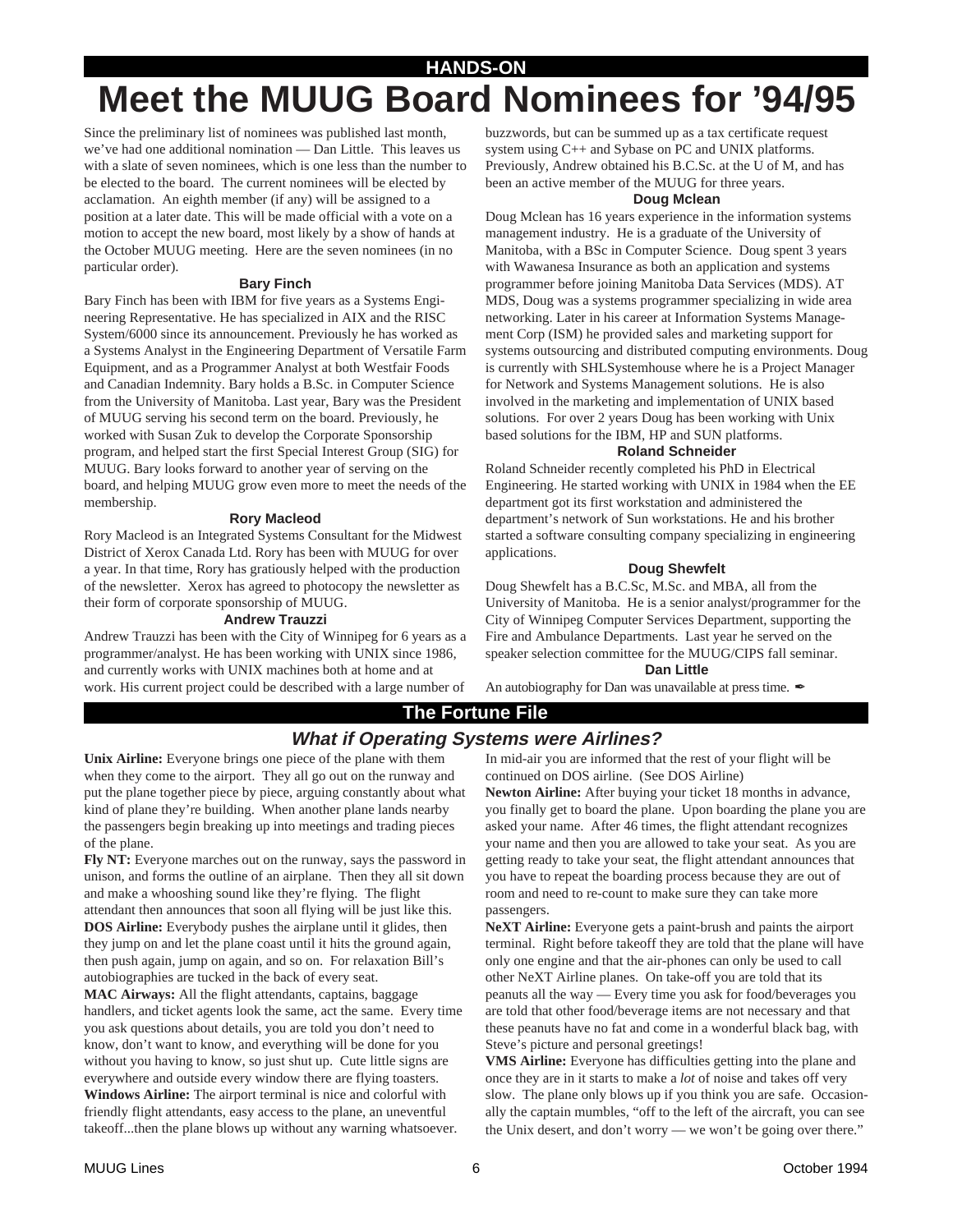HANDS-ON

# Meet the MUUG Board Nominees for ’94/95

Since the preliminary list of nominees was published last month, we’ve had one additional nomination — Dan Little. This leaves us with a slate of seven nominees, which is one less than the number to be elected to the board. The current nominees will be elected by acclamation. An eighth member (if any) will be assigned to a position at a later date. This will be made official with a vote on a motion to accept the new board, most likely by a show of hands at the October MUUG meeting. Here are the seven nominees (in no particular order).

### Bary Finch

Bary Finch has been with IBM for five years as a Systems Engineering Representative. He has specialized in AIX and the RISC System/6000 since its announcement. Previously he has worked as a Systems Analyst in the Engineering Department of Versatile Farm Equipment, and as a Programmer Analyst at both Westfair Foods and Canadian Indemnity. Bary holds a B.Sc. in Computer Science from the University of Manitoba. Last year, Bary was the President of MUUG serving his second term on the board. Previously, he worked with Susan Zuk to develop the Corporate Sponsorship program, and helped start the first Special Interest Group (SIG) for MUUG. Bary looks forward to another year of serving on the board, and helping MUUG grow even more to meet the needs of the membership.

### Rory Macleod

Rory Macleod is an Integrated Systems Consultant for the Midwest District of Xerox Canada Ltd. Rory has been with MUUG for over a year. In that time, Rory has gratiously helped with the production of the newsletter. Xerox has agreed to photocopy the newsletter as their form of corporate sponsorship of MUUG.

### Andrew Trauzzi

Andrew Trauzzi has been with the City of Winnipeg for 6 years as a programmer/analyst. He has been working with UNIX since 1986, and currently works with UNIX machines both at home and at work. His current project could be described with a large number of buzzwords, but can be summed up as a tax certificate request system using C++ and Sybase on PC and UNIX platforms. Previously, Andrew obtained his B.C.Sc. at the U of M, and has been an active member of the MUUG for three years.

### Doug Mclean

Doug Mclean has 16 years experience in the information systems management industry. He is a graduate of the University of Manitoba, with a BSc in Computer Science. Doug spent 3 years with Wawanesa Insurance as both an application and systems programmer before joining Manitoba Data Services (MDS). AT MDS, Doug was a systems programmer specializing in wide area networking. Later in his career at Information Systems Management Corp (ISM) he provided sales and marketing support for systems outsourcing and distributed computing environments. Doug is currently with SHLSystemhouse where he is a Project Manager for Network and Systems Management solutions. He is also involved in the marketing and implementation of UNIX based solutions. For over 2 years Doug has been working with Unix based solutions for the IBM, HP and SUN platforms.

### Roland Schneider

Roland Schneider recently completed his PhD in Electrical Engineering. He started working with UNIX in 1984 when the EE department got its first workstation and administered the department’s network of Sun workstations. He and his brother started a software consulting company specializing in engineering applications.

### Doug Shewfelt

Doug Shewfelt has a B.C.Sc, M.Sc. and MBA, all from the University of Manitoba. He is a senior analyst/programmer for the City of Winnipeg Computer Services Department, supporting the Fire and Ambulance Departments. Last year he served on the speaker selection committee for the MUUG/CIPS fall seminar.

### Dan Little

An autobiography for Dan was unavailable at press time. ✒

## The Fortune File

### *What if Operating Systems were Airlines?*

**Unix Airline:** Everyone brings one piece of the plane with them when they come to the airport. They all go out on the runway and put the plane together piece by piece, arguing constantly about what kind of plane they’re building. When another plane lands nearby the passengers begin breaking up into meetings and trading pieces of the plane.

**Fly NT:** Everyone marches out on the runway, says the password in unison, and forms the outline of an airplane. Then they all sit down and make a whooshing sound like they’re flying. The flight attendant then announces that soon all flying will be just like this.

**DOS Airline:** Everybody pushes the airplane until it glides, then they jump on and let the plane coast until it hits the ground again, then push again, jump on again, and so on. For relaxation Bill’s autobiographies are tucked in the back of every seat.

**MAC Airways:** All the flight attendants, captains, baggage handlers, and ticket agents look the same, act the same. Every time you ask questions about details, you are told you don’t need to know, don’t want to know, and everything will be done for you without you having to know, so just shut up. Cute little signs are everywhere and outside every window there are flying toasters.

**Windows Airline:** The airport terminal is nice and colorful with friendly flight attendants, easy access to the plane, an uneventful takeoff...then the plane blows up without any warning whatsoever. In mid-air you are informed that the rest of your flight will be continued on DOS airline. (See DOS Airline)

**Newton Airline:** After buying your ticket 18 months in advance, you finally get to board the plane. Upon boarding the plane you are asked your name. After 46 times, the flight attendant recognizes your name and then you are allowed to take your seat. As you are getting ready to take your seat, the flight attendant announces that you have to repeat the boarding process because they are out of room and need to re-count to make sure they can take more passengers.

**NeXT Airline:** Everyone gets a paint-brush and paints the airport terminal. Right before takeoff they are told that the plane will have only one engine and that the air-phones can only be used to call other NeXT Airline planes. On take-off you are told that its peanuts all the way — Every time you ask for food/beverages you are told that other food/beverage items are not necessary and that these peanuts have no fat and come in a wonderful black bag, with Steve’s picture and personal greetings!

**VMS Airline:** Everyone has difficulties getting into the plane and once they are in it starts to make a *lot* of noise and takes off very slow. The plane only blows up if you think you are safe. Occasionally the captain mumbles, “off to the left of the aircraft, you can see the Unix desert, and don’t worry — we won’t be going over there.”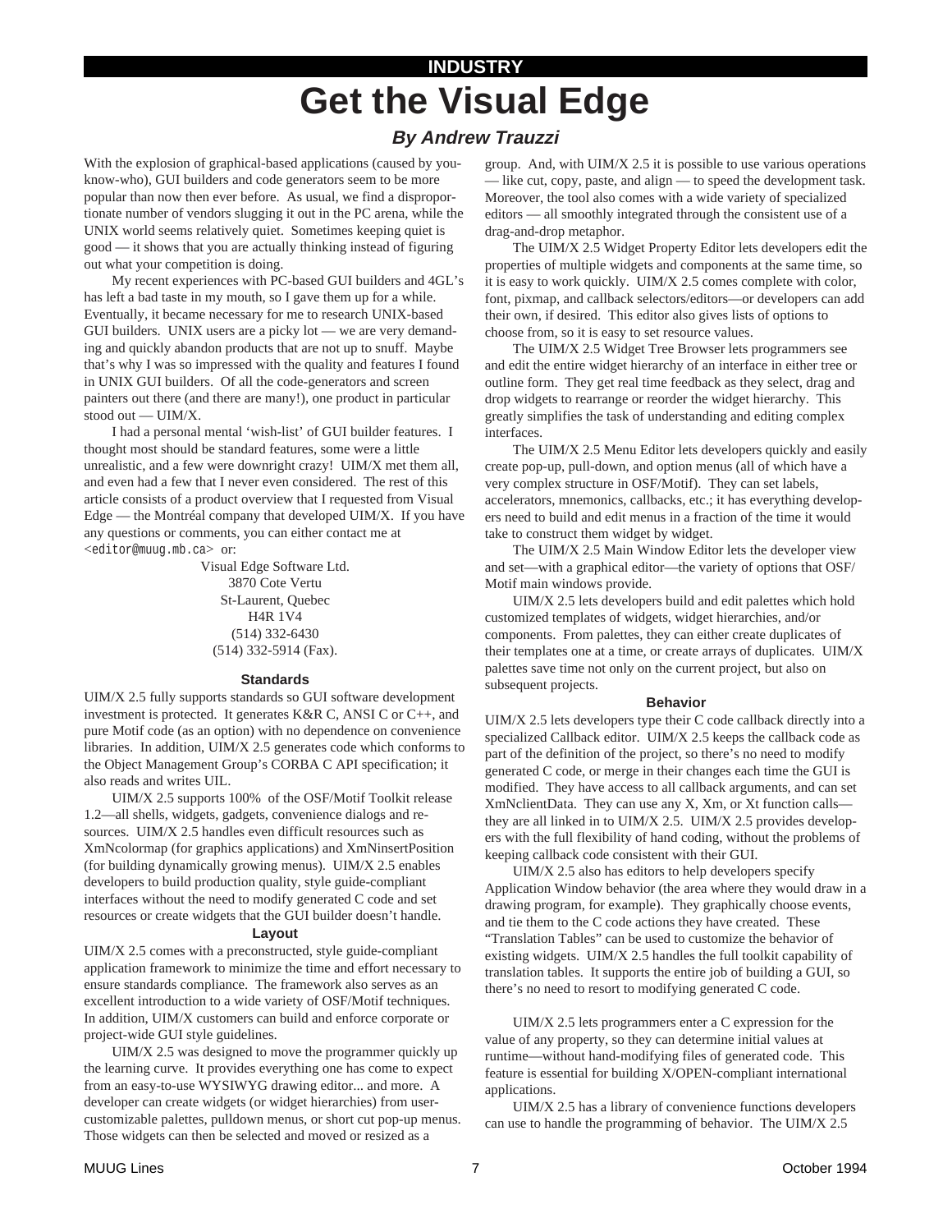INDUSTRY

# Get the Visual Edge

### *By Andrew Trauzzi*

With the explosion of graphical-based applications (caused by you-know-who), GUI builders and code generators seem to be more popular than now then ever before. As usual, we find a disproportionate number of vendors slugging it out in the PC arena, while the UNIX world seems relatively quiet. Sometimes keeping quiet is good — it shows that you are actually thinking instead of figuring out what your competition is doing.

My recent experiences with PC-based GUI builders and 4GL's has left a bad taste in my mouth, so I gave them up for a while. Eventually, it became necessary for me to research UNIX-based GUI builders. UNIX users are a picky lot — we are very demanding and quickly abandon products that are not up to snuff. Maybe that's why I was so impressed with the quality and features I found in UNIX GUI builders. Of all the code-generators and screen painters out there (and there are many!), one product in particular stood out — UIM/X.

I had a personal mental 'wish-list' of GUI builder features. I thought most should be standard features, some were a little unrealistic, and a few were downright crazy! UIM/X met them all, and even had a few that I never even considered. The rest of this article consists of a product overview that I requested from Visual Edge — the Montréal company that developed UIM/X. If you have any questions or comments, you can either contact me at `<editor@muug.mb.ca>` or:

Visual Edge Software Ltd.
3870 Cote Vertu
St-Laurent, Quebec
H4R 1V4
(514) 332-6430
(514) 332-5914 (Fax).

#### Standards

UIM/X 2.5 fully supports standards so GUI software development investment is protected. It generates K&R C, ANSI C or C++, and pure Motif code (as an option) with no dependence on convenience libraries. In addition, UIM/X 2.5 generates code which conforms to the Object Management Group's CORBA C API specification; it also reads and writes UIL.

UIM/X 2.5 supports 100% of the OSF/Motif Toolkit release 1.2—all shells, widgets, gadgets, convenience dialogs and resources. UIM/X 2.5 handles even difficult resources such as XmNcolormap (for graphics applications) and XmNinsertPosition (for building dynamically growing menus). UIM/X 2.5 enables developers to build production quality, style guide-compliant interfaces without the need to modify generated C code and set resources or create widgets that the GUI builder doesn't handle.

#### Layout

UIM/X 2.5 comes with a preconstructed, style guide-compliant application framework to minimize the time and effort necessary to ensure standards compliance. The framework also serves as an excellent introduction to a wide variety of OSF/Motif techniques. In addition, UIM/X customers can build and enforce corporate or project-wide GUI style guidelines.

UIM/X 2.5 was designed to move the programmer quickly up the learning curve. It provides everything one has come to expect from an easy-to-use WYSIWYG drawing editor... and more. A developer can create widgets (or widget hierarchies) from user-customizable palettes, pulldown menus, or short cut pop-up menus. Those widgets can then be selected and moved or resized as a group. And, with UIM/X 2.5 it is possible to use various operations — like cut, copy, paste, and align — to speed the development task. Moreover, the tool also comes with a wide variety of specialized editors — all smoothly integrated through the consistent use of a drag-and-drop metaphor.

The UIM/X 2.5 Widget Property Editor lets developers edit the properties of multiple widgets and components at the same time, so it is easy to work quickly. UIM/X 2.5 comes complete with color, font, pixmap, and callback selectors/editors—or developers can add their own, if desired. This editor also gives lists of options to choose from, so it is easy to set resource values.

The UIM/X 2.5 Widget Tree Browser lets programmers see and edit the entire widget hierarchy of an interface in either tree or outline form. They get real time feedback as they select, drag and drop widgets to rearrange or reorder the widget hierarchy. This greatly simplifies the task of understanding and editing complex interfaces.

The UIM/X 2.5 Menu Editor lets developers quickly and easily create pop-up, pull-down, and option menus (all of which have a very complex structure in OSF/Motif). They can set labels, accelerators, mnemonics, callbacks, etc.; it has everything developers need to build and edit menus in a fraction of the time it would take to construct them widget by widget.

The UIM/X 2.5 Main Window Editor lets the developer view and set—with a graphical editor—the variety of options that OSF/Motif main windows provide.

UIM/X 2.5 lets developers build and edit palettes which hold customized templates of widgets, widget hierarchies, and/or components. From palettes, they can either create duplicates of their templates one at a time, or create arrays of duplicates. UIM/X palettes save time not only on the current project, but also on subsequent projects.

#### Behavior

UIM/X 2.5 lets developers type their C code callback directly into a specialized Callback editor. UIM/X 2.5 keeps the callback code as part of the definition of the project, so there's no need to modify generated C code, or merge in their changes each time the GUI is modified. They have access to all callback arguments, and can set XmNclientData. They can use any X, Xm, or Xt function calls—they are all linked in to UIM/X 2.5. UIM/X 2.5 provides developers with the full flexibility of hand coding, without the problems of keeping callback code consistent with their GUI.

UIM/X 2.5 also has editors to help developers specify Application Window behavior (the area where they would draw in a drawing program, for example). They graphically choose events, and tie them to the C code actions they have created. These "Translation Tables" can be used to customize the behavior of existing widgets. UIM/X 2.5 handles the full toolkit capability of translation tables. It supports the entire job of building a GUI, so there's no need to resort to modifying generated C code.

UIM/X 2.5 lets programmers enter a C expression for the value of any property, so they can determine initial values at runtime—without hand-modifying files of generated code. This feature is essential for building X/OPEN-compliant international applications.

UIM/X 2.5 has a library of convenience functions developers can use to handle the programming of behavior. The UIM/X 2.5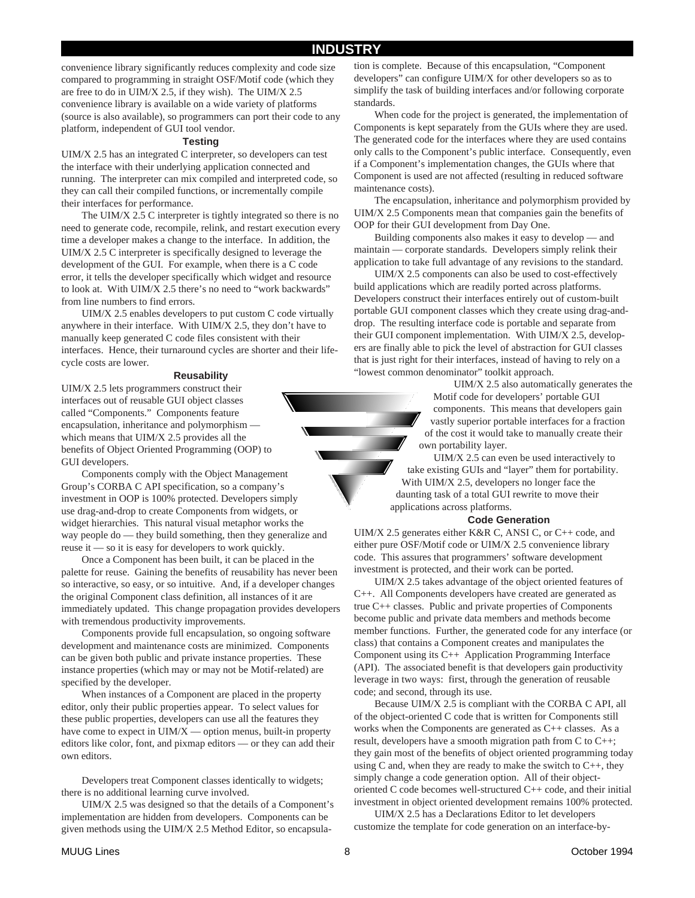convenience library significantly reduces complexity and code size compared to programming in straight OSF/Motif code (which they are free to do in UIM/X 2.5, if they wish). The UIM/X 2.5 convenience library is available on a wide variety of platforms (source is also available), so programmers can port their code to any platform, independent of GUI tool vendor.

### Testing

UIM/X 2.5 has an integrated C interpreter, so developers can test the interface with their underlying application connected and running. The interpreter can mix compiled and interpreted code, so they can call their compiled functions, or incrementally compile their interfaces for performance.

The UIM/X 2.5 C interpreter is tightly integrated so there is no need to generate code, recompile, relink, and restart execution every time a developer makes a change to the interface. In addition, the UIM/X 2.5 C interpreter is specifically designed to leverage the development of the GUI. For example, when there is a C code error, it tells the developer specifically which widget and resource to look at. With UIM/X 2.5 there's no need to "work backwards" from line numbers to find errors.

UIM/X 2.5 enables developers to put custom C code virtually anywhere in their interface. With UIM/X 2.5, they don't have to manually keep generated C code files consistent with their interfaces. Hence, their turnaround cycles are shorter and their life-cycle costs are lower.

### Reusability

UIM/X 2.5 lets programmers construct their interfaces out of reusable GUI object classes called "Components." Components feature encapsulation, inheritance and polymorphism — which means that UIM/X 2.5 provides all the benefits of Object Oriented Programming (OOP) to GUI developers.

Components comply with the Object Management Group's CORBA C API specification, so a company's investment in OOP is 100% protected. Developers simply use drag-and-drop to create Components from widgets, or widget hierarchies. This natural visual metaphor works the way people do — they build something, then they generalize and reuse it — so it is easy for developers to work quickly.

Once a Component has been built, it can be placed in the palette for reuse. Gaining the benefits of reusability has never been so interactive, so easy, or so intuitive. And, if a developer changes the original Component class definition, all instances of it are immediately updated. This change propagation provides developers with tremendous productivity improvements.

Components provide full encapsulation, so ongoing software development and maintenance costs are minimized. Components can be given both public and private instance properties. These instance properties (which may or may not be Motif-related) are specified by the developer.

When instances of a Component are placed in the property editor, only their public properties appear. To select values for these public properties, developers can use all the features they have come to expect in UIM/X — option menus, built-in property editors like color, font, and pixmap editors — or they can add their own editors.

Developers treat Component classes identically to widgets; there is no additional learning curve involved.

UIM/X 2.5 was designed so that the details of a Component's implementation are hidden from developers. Components can be given methods using the UIM/X 2.5 Method Editor, so encapsulation is complete. Because of this encapsulation, "Component developers" can configure UIM/X for other developers so as to simplify the task of building interfaces and/or following corporate standards.

When code for the project is generated, the implementation of Components is kept separately from the GUIs where they are used. The generated code for the interfaces where they are used contains only calls to the Component's public interface. Consequently, even if a Component's implementation changes, the GUIs where that Component is used are not affected (resulting in reduced software maintenance costs).

The encapsulation, inheritance and polymorphism provided by UIM/X 2.5 Components mean that companies gain the benefits of OOP for their GUI development from Day One.

Building components also makes it easy to develop — and maintain — corporate standards. Developers simply relink their application to take full advantage of any revisions to the standard.

UIM/X 2.5 components can also be used to cost-effectively build applications which are readily ported across platforms. Developers construct their interfaces entirely out of custom-built portable GUI component classes which they create using drag-and-drop. The resulting interface code is portable and separate from their GUI component implementation. With UIM/X 2.5, developers are finally able to pick the level of abstraction for GUI classes that is just right for their interfaces, instead of having to rely on a "lowest common denominator" toolkit approach.

UIM/X 2.5 also automatically generates the Motif code for developers' portable GUI components. This means that developers gain vastly superior portable interfaces for a fraction of the cost it would take to manually create their own portability layer.

UIM/X 2.5 can even be used interactively to take existing GUIs and "layer" them for portability. With UIM/X 2.5, developers no longer face the daunting task of a total GUI rewrite to move their applications across platforms.

### Code Generation

UIM/X 2.5 generates either K&R C, ANSI C, or C++ code, and either pure OSF/Motif code or UIM/X 2.5 convenience library code. This assures that programmers' software development investment is protected, and their work can be ported.

UIM/X 2.5 takes advantage of the object oriented features of C++. All Components developers have created are generated as true C++ classes. Public and private properties of Components become public and private data members and methods become member functions. Further, the generated code for any interface (or class) that contains a Component creates and manipulates the Component using its C++ Application Programming Interface (API). The associated benefit is that developers gain productivity leverage in two ways: first, through the generation of reusable code; and second, through its use.

Because UIM/X 2.5 is compliant with the CORBA C API, all of the object-oriented C code that is written for Components still works when the Components are generated as C++ classes. As a result, developers have a smooth migration path from C to C++; they gain most of the benefits of object oriented programming today using C and, when they are ready to make the switch to C++, they simply change a code generation option. All of their object-oriented C code becomes well-structured C++ code, and their initial investment in object oriented development remains 100% protected.

UIM/X 2.5 has a Declarations Editor to let developers customize the template for code generation on an interface-by-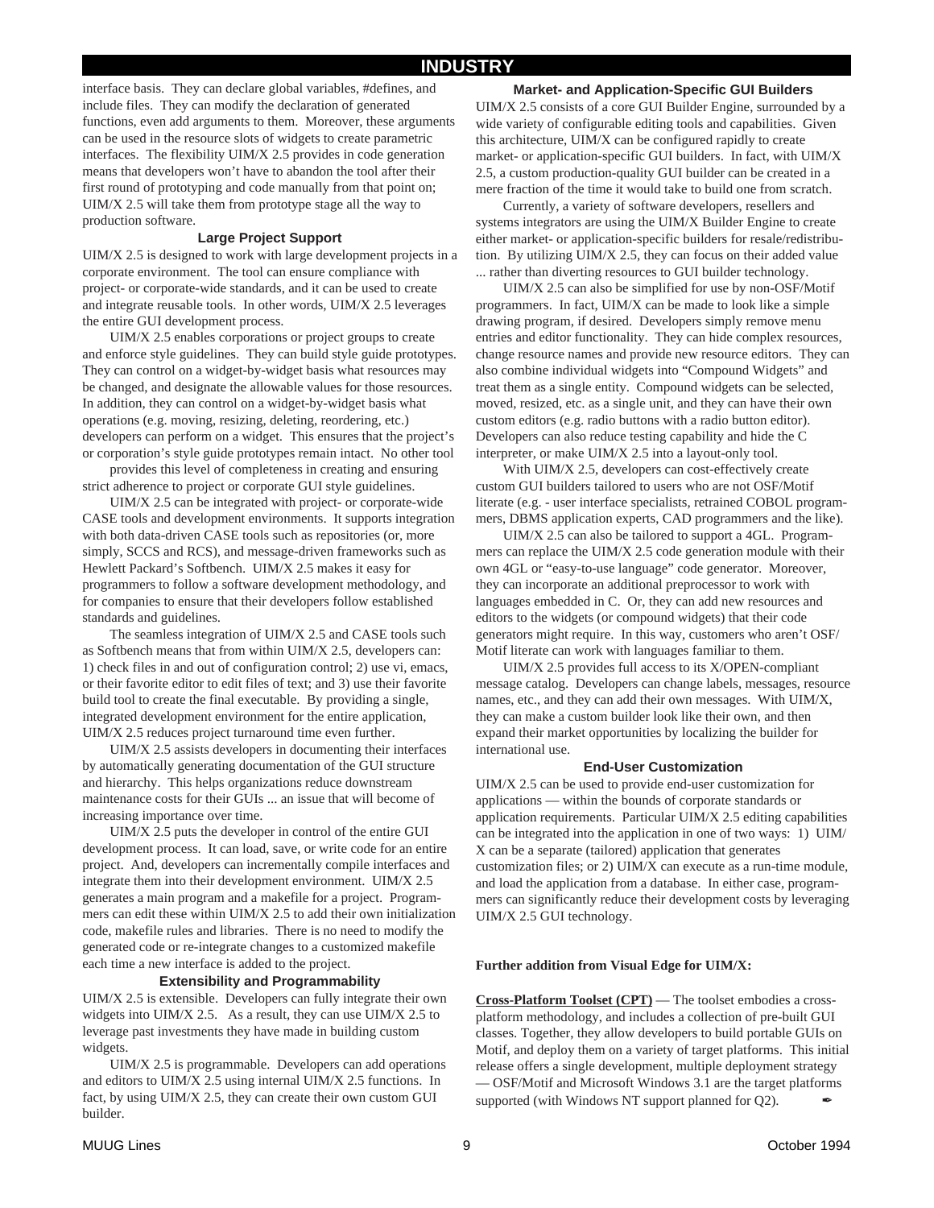## INDUSTRY

interface basis. They can declare global variables, #defines, and include files. They can modify the declaration of generated functions, even add arguments to them. Moreover, these arguments can be used in the resource slots of widgets to create parametric interfaces. The flexibility UIM/X 2.5 provides in code generation means that developers won't have to abandon the tool after their first round of prototyping and code manually from that point on; UIM/X 2.5 will take them from prototype stage all the way to production software.

### Large Project Support

UIM/X 2.5 is designed to work with large development projects in a corporate environment. The tool can ensure compliance with project- or corporate-wide standards, and it can be used to create and integrate reusable tools. In other words, UIM/X 2.5 leverages the entire GUI development process.

UIM/X 2.5 enables corporations or project groups to create and enforce style guidelines. They can build style guide prototypes. They can control on a widget-by-widget basis what resources may be changed, and designate the allowable values for those resources. In addition, they can control on a widget-by-widget basis what operations (e.g. moving, resizing, deleting, reordering, etc.) developers can perform on a widget. This ensures that the project's or corporation's style guide prototypes remain intact. No other tool provides this level of completeness in creating and ensuring strict adherence to project or corporate GUI style guidelines.

UIM/X 2.5 can be integrated with project- or corporate-wide CASE tools and development environments. It supports integration with both data-driven CASE tools such as repositories (or, more simply, SCCS and RCS), and message-driven frameworks such as Hewlett Packard's Softbench. UIM/X 2.5 makes it easy for programmers to follow a software development methodology, and for companies to ensure that their developers follow established standards and guidelines.

The seamless integration of UIM/X 2.5 and CASE tools such as Softbench means that from within UIM/X 2.5, developers can: 1) check files in and out of configuration control; 2) use vi, emacs, or their favorite editor to edit files of text; and 3) use their favorite build tool to create the final executable. By providing a single, integrated development environment for the entire application, UIM/X 2.5 reduces project turnaround time even further.

UIM/X 2.5 assists developers in documenting their interfaces by automatically generating documentation of the GUI structure and hierarchy. This helps organizations reduce downstream maintenance costs for their GUIs ... an issue that will become of increasing importance over time.

UIM/X 2.5 puts the developer in control of the entire GUI development process. It can load, save, or write code for an entire project. And, developers can incrementally compile interfaces and integrate them into their development environment. UIM/X 2.5 generates a main program and a makefile for a project. Programmers can edit these within UIM/X 2.5 to add their own initialization code, makefile rules and libraries. There is no need to modify the generated code or re-integrate changes to a customized makefile each time a new interface is added to the project.

### Extensibility and Programmability

UIM/X 2.5 is extensible. Developers can fully integrate their own widgets into UIM/X 2.5. As a result, they can use UIM/X 2.5 to leverage past investments they have made in building custom widgets.

UIM/X 2.5 is programmable. Developers can add operations and editors to UIM/X 2.5 using internal UIM/X 2.5 functions. In fact, by using UIM/X 2.5, they can create their own custom GUI builder.

### Market- and Application-Specific GUI Builders

UIM/X 2.5 consists of a core GUI Builder Engine, surrounded by a wide variety of configurable editing tools and capabilities. Given this architecture, UIM/X can be configured rapidly to create market- or application-specific GUI builders. In fact, with UIM/X 2.5, a custom production-quality GUI builder can be created in a mere fraction of the time it would take to build one from scratch.

Currently, a variety of software developers, resellers and systems integrators are using the UIM/X Builder Engine to create either market- or application-specific builders for resale/redistribution. By utilizing UIM/X 2.5, they can focus on their added value ... rather than diverting resources to GUI builder technology.

UIM/X 2.5 can also be simplified for use by non-OSF/Motif programmers. In fact, UIM/X can be made to look like a simple drawing program, if desired. Developers simply remove menu entries and editor functionality. They can hide complex resources, change resource names and provide new resource editors. They can also combine individual widgets into "Compound Widgets" and treat them as a single entity. Compound widgets can be selected, moved, resized, etc. as a single unit, and they can have their own custom editors (e.g. radio buttons with a radio button editor). Developers can also reduce testing capability and hide the C interpreter, or make UIM/X 2.5 into a layout-only tool.

With UIM/X 2.5, developers can cost-effectively create custom GUI builders tailored to users who are not OSF/Motif literate (e.g. - user interface specialists, retrained COBOL programmers, DBMS application experts, CAD programmers and the like).

UIM/X 2.5 can also be tailored to support a 4GL. Programmers can replace the UIM/X 2.5 code generation module with their own 4GL or "easy-to-use language" code generator. Moreover, they can incorporate an additional preprocessor to work with languages embedded in C. Or, they can add new resources and editors to the widgets (or compound widgets) that their code generators might require. In this way, customers who aren't OSF/Motif literate can work with languages familiar to them.

UIM/X 2.5 provides full access to its X/OPEN-compliant message catalog. Developers can change labels, messages, resource names, etc., and they can add their own messages. With UIM/X, they can make a custom builder look like their own, and then expand their market opportunities by localizing the builder for international use.

### End-User Customization

UIM/X 2.5 can be used to provide end-user customization for applications — within the bounds of corporate standards or application requirements. Particular UIM/X 2.5 editing capabilities can be integrated into the application in one of two ways: 1) UIM/X can be a separate (tailored) application that generates customization files; or 2) UIM/X can execute as a run-time module, and load the application from a database. In either case, programmers can significantly reduce their development costs by leveraging UIM/X 2.5 GUI technology.

**Further addition from Visual Edge for UIM/X:**

**Cross-Platform Toolset (CPT)** — The toolset embodies a cross-platform methodology, and includes a collection of pre-built GUI classes. Together, they allow developers to build portable GUIs on Motif, and deploy them on a variety of target platforms. This initial release offers a single development, multiple deployment strategy — OSF/Motif and Microsoft Windows 3.1 are the target platforms supported (with Windows NT support planned for Q2). ✒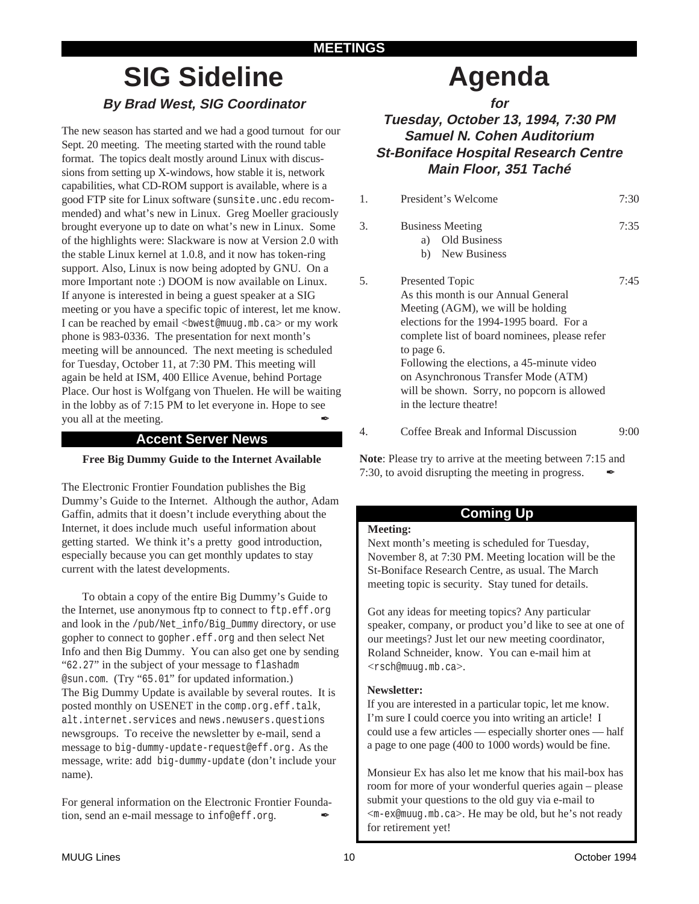MEETINGS

# SIG Sideline

### *By Brad West, SIG Coordinator*

The new season has started and we had a good turnout for our Sept. 20 meeting. The meeting started with the round table format. The topics dealt mostly around Linux with discussions from setting up X-windows, how stable it is, network capabilities, what CD-ROM support is available, where is a good FTP site for Linux software (`sunsite.unc.edu` recommended) and what's new in Linux. Greg Moeller graciously brought everyone up to date on what's new in Linux. Some of the highlights were: Slackware is now at Version 2.0 with the stable Linux kernel at 1.0.8, and it now has token-ring support. Also, Linux is now being adopted by GNU. On a more Important note :) DOOM is now available on Linux. If anyone is interested in being a guest speaker at a SIG meeting or you have a specific topic of interest, let me know. I can be reached by email <`bwest@muug.mb.ca`> or my work phone is 983-0336. The presentation for next month's meeting will be announced. The next meeting is scheduled for Tuesday, October 11, at 7:30 PM. This meeting will again be held at ISM, 400 Ellice Avenue, behind Portage Place. Our host is Wolfgang von Thuelen. He will be waiting in the lobby as of 7:15 PM to let everyone in. Hope to see you all at the meeting. ✒

## Accent Server News

**Free Big Dummy Guide to the Internet Available**

The Electronic Frontier Foundation publishes the Big Dummy's Guide to the Internet. Although the author, Adam Gaffin, admits that it doesn't include everything about the Internet, it does include much useful information about getting started. We think it's a pretty good introduction, especially because you can get monthly updates to stay current with the latest developments.

To obtain a copy of the entire Big Dummy's Guide to the Internet, use anonymous ftp to connect to `ftp.eff.org` and look in the `/pub/Net_info/Big_Dummy` directory, or use gopher to connect to `gopher.eff.org` and then select Net Info and then Big Dummy. You can also get one by sending "`62.27`" in the subject of your message to `flashadm@sun.com`. (Try "`65.01`" for updated information.) The Big Dummy Update is available by several routes. It is posted monthly on USENET in the `comp.org.eff.talk`, `alt.internet.services` and `news.newusers.questions` newsgroups. To receive the newsletter by e-mail, send a message to `big-dummy-update-request@eff.org`. As the message, write: `add big-dummy-update` (don't include your name).

For general information on the Electronic Frontier Foundation, send an e-mail message to `info@eff.org`. ✒

# Agenda

### *for*
### *Tuesday, October 13, 1994, 7:30 PM*
### *Samuel N. Cohen Auditorium*
### *St-Boniface Hospital Research Centre*
### *Main Floor, 351 Taché*

| | | |
|---|---|---|
| 1. | President's Welcome | 7:30 |
| 3. | Business Meeting<br>a) Old Business<br>b) New Business | 7:35 |
| 5. | Presented Topic<br>As this month is our Annual General Meeting (AGM), we will be holding elections for the 1994-1995 board. For a complete list of board nominees, please refer to page 6.<br>Following the elections, a 45-minute video on Asynchronous Transfer Mode (ATM) will be shown. Sorry, no popcorn is allowed in the lecture theatre! | 7:45 |
| 4. | Coffee Break and Informal Discussion | 9:00 |

**Note**: Please try to arrive at the meeting between 7:15 and 7:30, to avoid disrupting the meeting in progress. ✒

## Coming Up

**Meeting:**

Next month's meeting is scheduled for Tuesday, November 8, at 7:30 PM. Meeting location will be the St-Boniface Research Centre, as usual. The March meeting topic is security. Stay tuned for details.

Got any ideas for meeting topics? Any particular speaker, company, or product you'd like to see at one of our meetings? Just let our new meeting coordinator, Roland Schneider, know. You can e-mail him at <`rsch@muug.mb.ca`>.

**Newsletter:**

If you are interested in a particular topic, let me know. I'm sure I could coerce you into writing an article! I could use a few articles — especially shorter ones — half a page to one page (400 to 1000 words) would be fine.

Monsieur Ex has also let me know that his mail-box has room for more of your wonderful queries again – please submit your questions to the old guy via e-mail to <`m-ex@muug.mb.ca`>. He may be old, but he's not ready for retirement yet!